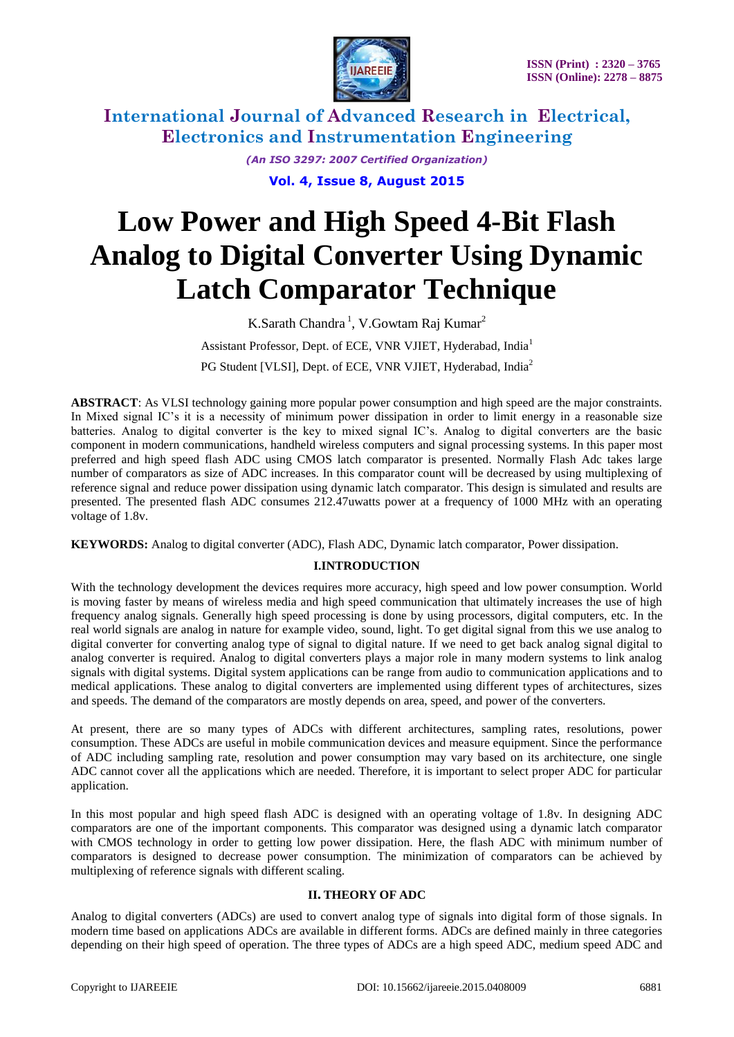# Low Power and High Speed 4-Bit Flash Analog to Digital Converter Using Dynamic Latch Comparator Technique

K.Sarath Chandra [1], V.Gowtam Raj Kumar[2]

Assistant Professor, Dept. of ECE, VNR VJIET, Hyderabad, India[1]

PG Student [VLSI], Dept. of ECE, VNR VJIET, Hyderabad, India[2]

**ABSTRACT**: As VLSI technology gaining more popular power consumption and high speed are the major constraints. In Mixed signal IC's it is a necessity of minimum power dissipation in order to limit energy in a reasonable size batteries. Analog to digital converter is the key to mixed signal IC's. Analog to digital converters are the basic component in modern communications, handheld wireless computers and signal processing systems. In this paper most preferred and high speed flash ADC using CMOS latch comparator is presented. Normally Flash Adc takes large number of comparators as size of ADC increases. In this comparator count will be decreased by using multiplexing of reference signal and reduce power dissipation using dynamic latch comparator. This design is simulated and results are presented. The presented flash ADC consumes 212.47uwatts power at a frequency of 1000 MHz with an operating voltage of 1.8v.

**KEYWORDS:** Analog to digital converter (ADC), Flash ADC, Dynamic latch comparator, Power dissipation.

## I.INTRODUCTION

With the technology development the devices requires more accuracy, high speed and low power consumption. World is moving faster by means of wireless media and high speed communication that ultimately increases the use of high frequency analog signals. Generally high speed processing is done by using processors, digital computers, etc. In the real world signals are analog in nature for example video, sound, light. To get digital signal from this we use analog to digital converter for converting analog type of signal to digital nature. If we need to get back analog signal digital to analog converter is required. Analog to digital converters plays a major role in many modern systems to link analog signals with digital systems. Digital system applications can be range from audio to communication applications and to medical applications. These analog to digital converters are implemented using different types of architectures, sizes and speeds. The demand of the comparators are mostly depends on area, speed, and power of the converters.

At present, there are so many types of ADCs with different architectures, sampling rates, resolutions, power consumption. These ADCs are useful in mobile communication devices and measure equipment. Since the performance of ADC including sampling rate, resolution and power consumption may vary based on its architecture, one single ADC cannot cover all the applications which are needed. Therefore, it is important to select proper ADC for particular application.

In this most popular and high speed flash ADC is designed with an operating voltage of 1.8v. In designing ADC comparators are one of the important components. This comparator was designed using a dynamic latch comparator with CMOS technology in order to getting low power dissipation. Here, the flash ADC with minimum number of comparators is designed to decrease power consumption. The minimization of comparators can be achieved by multiplexing of reference signals with different scaling.

## II. THEORY OF ADC

Analog to digital converters (ADCs) are used to convert analog type of signals into digital form of those signals. In modern time based on applications ADCs are available in different forms. ADCs are defined mainly in three categories depending on their high speed of operation. The three types of ADCs are a high speed ADC, medium speed ADC and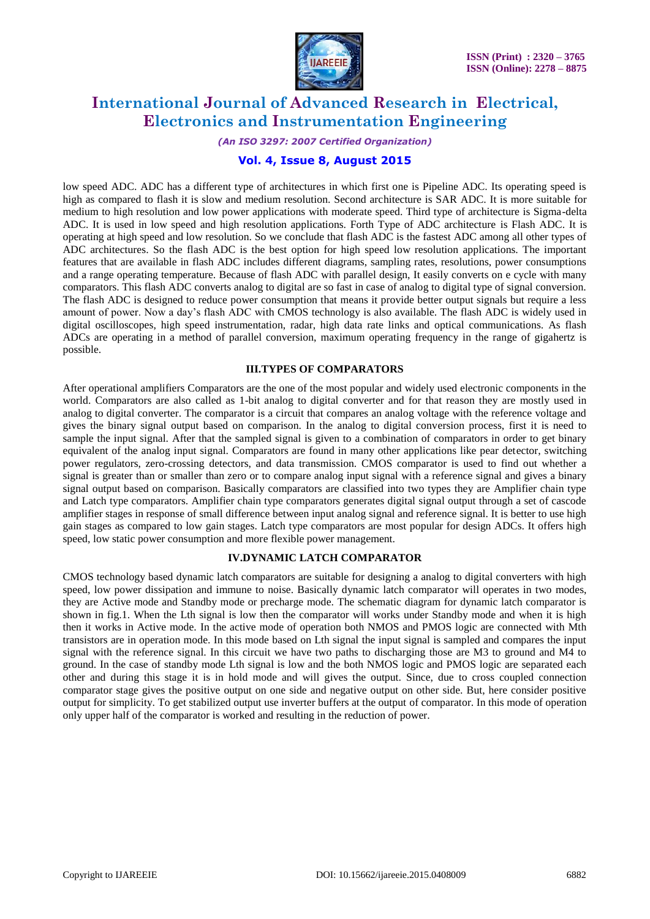low speed ADC. ADC has a different type of architectures in which first one is Pipeline ADC. Its operating speed is high as compared to flash it is slow and medium resolution. Second architecture is SAR ADC. It is more suitable for medium to high resolution and low power applications with moderate speed. Third type of architecture is Sigma-delta ADC. It is used in low speed and high resolution applications. Forth Type of ADC architecture is Flash ADC. It is operating at high speed and low resolution. So we conclude that flash ADC is the fastest ADC among all other types of ADC architectures. So the flash ADC is the best option for high speed low resolution applications. The important features that are available in flash ADC includes different diagrams, sampling rates, resolutions, power consumptions and a range operating temperature. Because of flash ADC with parallel design, It easily converts on e cycle with many comparators. This flash ADC converts analog to digital are so fast in case of analog to digital type of signal conversion. The flash ADC is designed to reduce power consumption that means it provide better output signals but require a less amount of power. Now a day's flash ADC with CMOS technology is also available. The flash ADC is widely used in digital oscilloscopes, high speed instrumentation, radar, high data rate links and optical communications. As flash ADCs are operating in a method of parallel conversion, maximum operating frequency in the range of gigahertz is possible.

## III.TYPES OF COMPARATORS

After operational amplifiers Comparators are the one of the most popular and widely used electronic components in the world. Comparators are also called as 1-bit analog to digital converter and for that reason they are mostly used in analog to digital converter. The comparator is a circuit that compares an analog voltage with the reference voltage and gives the binary signal output based on comparison. In the analog to digital conversion process, first it is need to sample the input signal. After that the sampled signal is given to a combination of comparators in order to get binary equivalent of the analog input signal. Comparators are found in many other applications like pear detector, switching power regulators, zero-crossing detectors, and data transmission. CMOS comparator is used to find out whether a signal is greater than or smaller than zero or to compare analog input signal with a reference signal and gives a binary signal output based on comparison. Basically comparators are classified into two types they are Amplifier chain type and Latch type comparators. Amplifier chain type comparators generates digital signal output through a set of cascode amplifier stages in response of small difference between input analog signal and reference signal. It is better to use high gain stages as compared to low gain stages. Latch type comparators are most popular for design ADCs. It offers high speed, low static power consumption and more flexible power management.

## IV.DYNAMIC LATCH COMPARATOR

CMOS technology based dynamic latch comparators are suitable for designing a analog to digital converters with high speed, low power dissipation and immune to noise. Basically dynamic latch comparator will operates in two modes, they are Active mode and Standby mode or precharge mode. The schematic diagram for dynamic latch comparator is shown in fig.1. When the Lth signal is low then the comparator will works under Standby mode and when it is high then it works in Active mode. In the active mode of operation both NMOS and PMOS logic are connected with Mth transistors are in operation mode. In this mode based on Lth signal the input signal is sampled and compares the input signal with the reference signal. In this circuit we have two paths to discharging those are M3 to ground and M4 to ground. In the case of standby mode Lth signal is low and the both NMOS logic and PMOS logic are separated each other and during this stage it is in hold mode and will gives the output. Since, due to cross coupled connection comparator stage gives the positive output on one side and negative output on other side. But, here consider positive output for simplicity. To get stabilized output use inverter buffers at the output of comparator. In this mode of operation only upper half of the comparator is worked and resulting in the reduction of power.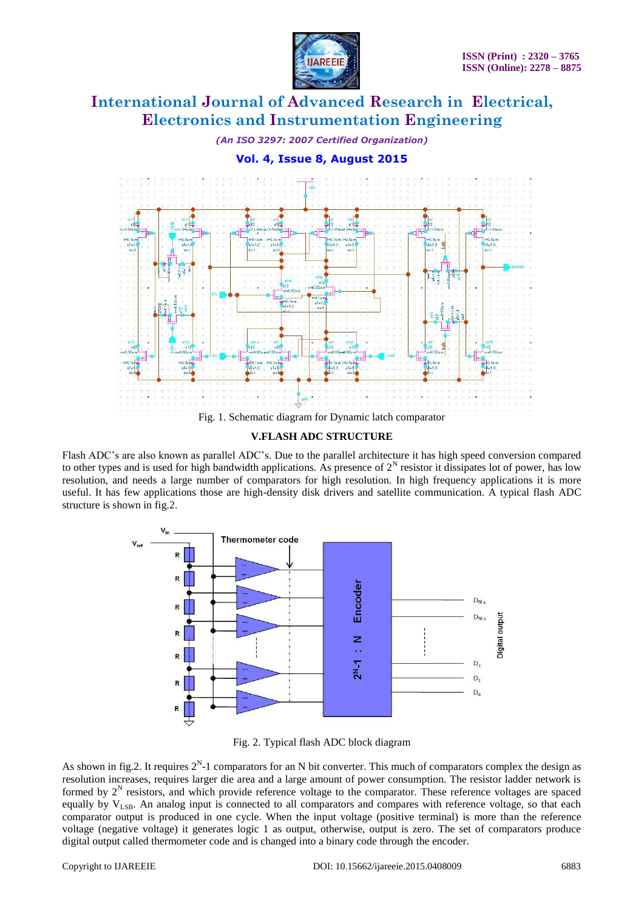Fig. 1. Schematic diagram for Dynamic latch comparator

## V.FLASH ADC STRUCTURE

Flash ADC's are also known as parallel ADC's. Due to the parallel architecture it has high speed conversion compared to other types and is used for high bandwidth applications. As presence of $2^N$ resistor it dissipates lot of power, has low resolution, and needs a large number of comparators for high resolution. In high frequency applications it is more useful. It has few applications those are high-density disk drivers and satellite communication. A typical flash ADC structure is shown in fig.2.

Fig. 2. Typical flash ADC block diagram

As shown in fig.2. It requires $2^N$-1 comparators for an N bit converter. This much of comparators complex the design as resolution increases, requires larger die area and a large amount of power consumption. The resistor ladder network is formed by $2^N$ resistors, and which provide reference voltage to the comparator. These reference voltages are spaced equally by $V_{LSB}$. An analog input is connected to all comparators and compares with reference voltage, so that each comparator output is produced in one cycle. When the input voltage (positive terminal) is more than the reference voltage (negative voltage) it generates logic 1 as output, otherwise, output is zero. The set of comparators produce digital output called thermometer code and is changed into a binary code through the encoder.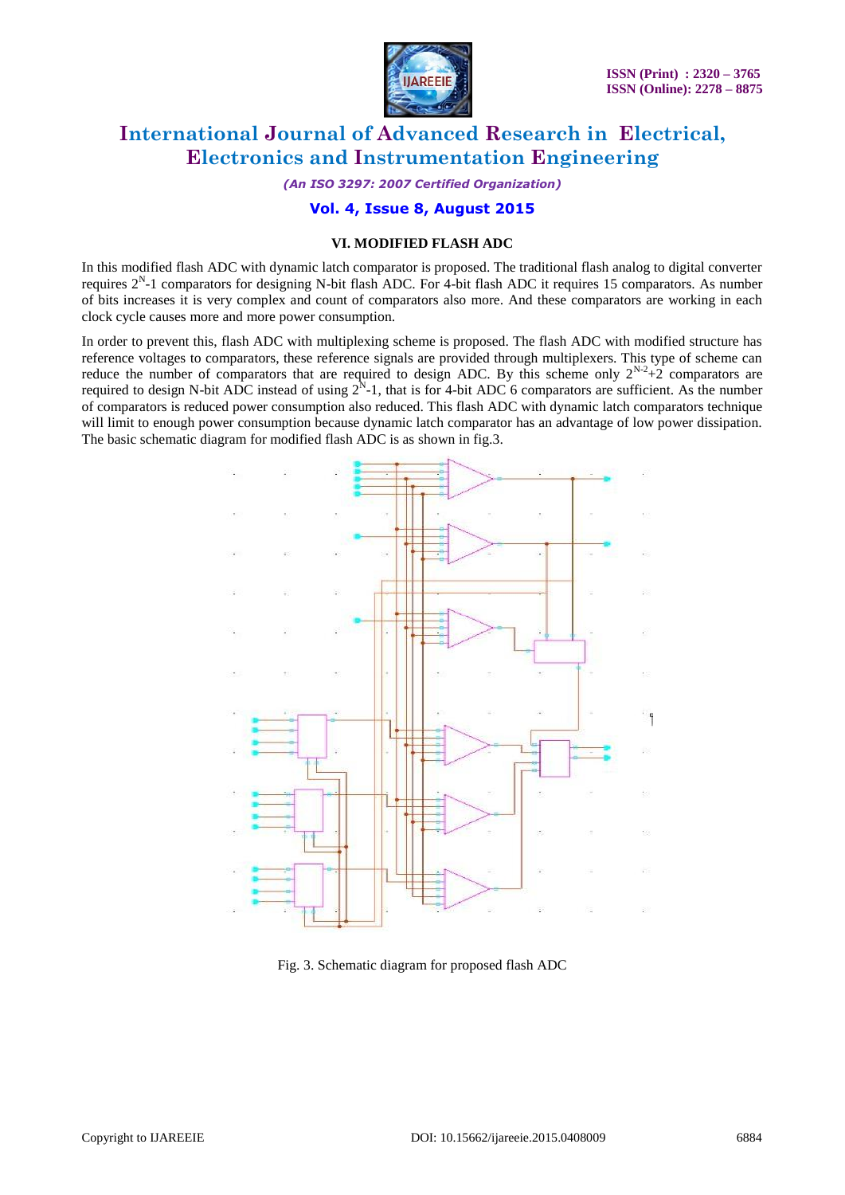### VI. MODIFIED FLASH ADC

In this modified flash ADC with dynamic latch comparator is proposed. The traditional flash analog to digital converter requires $2^N$-1 comparators for designing N-bit flash ADC. For 4-bit flash ADC it requires 15 comparators. As number of bits increases it is very complex and count of comparators also more. And these comparators are working in each clock cycle causes more and more power consumption.

In order to prevent this, flash ADC with multiplexing scheme is proposed. The flash ADC with modified structure has reference voltages to comparators, these reference signals are provided through multiplexers. This type of scheme can reduce the number of comparators that are required to design ADC. By this scheme only $2^{N-2}$+2 comparators are required to design N-bit ADC instead of using $2^N$-1, that is for 4-bit ADC 6 comparators are sufficient. As the number of comparators is reduced power consumption also reduced. This flash ADC with dynamic latch comparators technique will limit to enough power consumption because dynamic latch comparator has an advantage of low power dissipation. The basic schematic diagram for modified flash ADC is as shown in fig.3.

Fig. 3. Schematic diagram for proposed flash ADC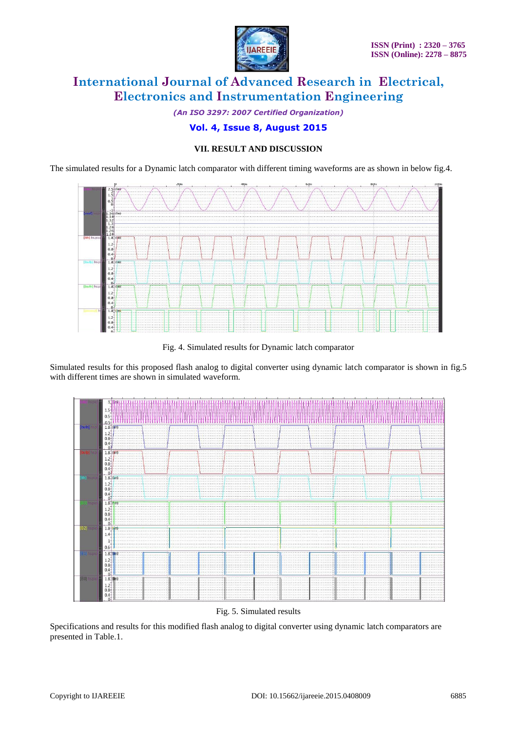## VII. RESULT AND DISCUSSION

The simulated results for a Dynamic latch comparator with different timing waveforms are as shown in below fig.4.

Fig. 4. Simulated results for Dynamic latch comparator

Simulated results for this proposed flash analog to digital converter using dynamic latch comparator is shown in fig.5 with different times are shown in simulated waveform.

Fig. 5. Simulated results

Specifications and results for this modified flash analog to digital converter using dynamic latch comparators are presented in Table.1.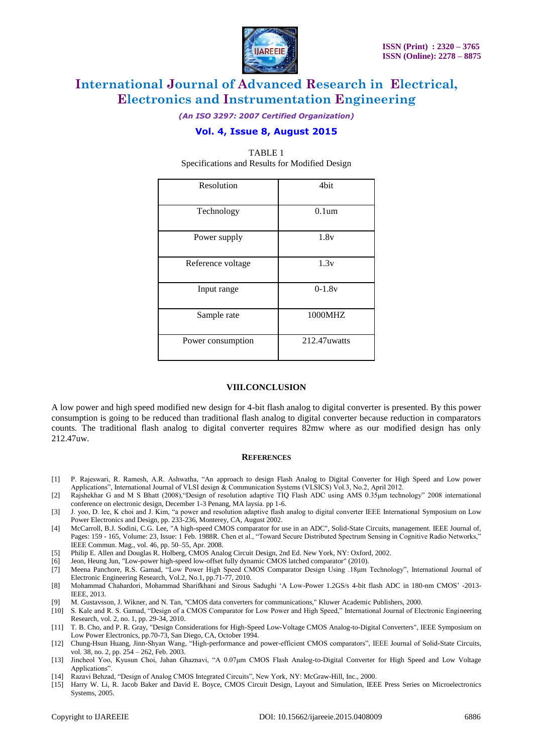TABLE 1
Specifications and Results for Modified Design

| | |
|---|---|
| Resolution | 4bit |
| Technology | 0.1um |
| Power supply | 1.8v |
| Reference voltage | 1.3v |
| Input range | 0-1.8v |
| Sample rate | 1000MHZ |
| Power consumption | 212.47uwatts |

## VIII.CONCLUSION

A low power and high speed modified new design for 4-bit flash analog to digital converter is presented. By this power consumption is going to be reduced than traditional flash analog to digital converter because reduction in comparators counts. The traditional flash analog to digital converter requires 82mw where as our modified design has only 212.47uw.

## REFERENCES

[1] P. Rajeswari, R. Ramesh, A.R. Ashwatha, "An approach to design Flash Analog to Digital Converter for High Speed and Low power Applications", International Journal of VLSI design & Communication Systems (VLSICS) Vol.3, No.2, April 2012.

[2] Rajshekhar G and M S Bhatt (2008),"Design of resolution adaptive TIQ Flash ADC using AMS 0.35μm technology" 2008 international conference on electronic design, December 1-3 Penang, MA laysia. pp 1-6.

[3] J. yoo, D. lee, K choi and J. Kim, "a power and resolution adaptive flash analog to digital converter IEEE International Symposium on Low Power Electronics and Design, pp. 233-236, Monterey, CA, August 2002.

[4] McCarroll, B.J. Sodini, C.G. Lee, "A high-speed CMOS comparator for use in an ADC", Solid-State Circuits, management. IEEE Journal of, Pages: 159 - 165, Volume: 23, Issue: 1 Feb. 1988R. Chen et al., "Toward Secure Distributed Spectrum Sensing in Cognitive Radio Networks," IEEE Commun. Mag., vol. 46, pp. 50–55, Apr. 2008.

[5] Philip E. Allen and Douglas R. Holberg, CMOS Analog Circuit Design, 2nd Ed. New York, NY: Oxford, 2002.

[6] Jeon, Heung Jun, "Low-power high-speed low-offset fully dynamic CMOS latched comparator" (2010).

[7] Meena Panchore, R.S. Gamad, "Low Power High Speed CMOS Comparator Design Using .18μm Technology", International Journal of Electronic Engineering Research, Vol.2, No.1, pp.71-77, 2010.

[8] Mohammad Chahardori, Mohammad Sharifkhani and Sirous Sadughi 'A Low-Power 1.2GS/s 4-bit flash ADC in 180-nm CMOS' -2013-IEEE, 2013.

[9] M. Gustavsson, J. Wikner, and N. Tan, "CMOS data converters for communications," Kluwer Academic Publishers, 2000.

[10] S. Kale and R. S. Gamad, "Design of a CMOS Comparator for Low Power and High Speed," International Journal of Electronic Engineering Research, vol. 2, no. 1, pp. 29-34, 2010.

[11] T. B. Cho, and P. R. Gray, "Design Considerations for High-Speed Low-Voltage CMOS Analog-to-Digital Converters", IEEE Symposium on Low Power Electronics, pp.70-73, San Diego, CA, October 1994.

[12] Chung-Hsun Huang, Jinn-Shyan Wang, "High-performance and power-efficient CMOS comparators", IEEE Journal of Solid-State Circuits, vol. 38, no. 2, pp. 254 – 262, Feb. 2003.

[13] Jincheol Yoo, Kyusun Choi, Jahan Ghaznavi, "A 0.07μm CMOS Flash Analog-to-Digital Converter for High Speed and Low Voltage Applications".

[14] Razavi Behzad, "Design of Analog CMOS Integrated Circuits", New York, NY: McGraw-Hill, Inc., 2000.

[15] Harry W. Li, R. Jacob Baker and David E. Boyce, CMOS Circuit Design, Layout and Simulation, IEEE Press Series on Microelectronics Systems, 2005.